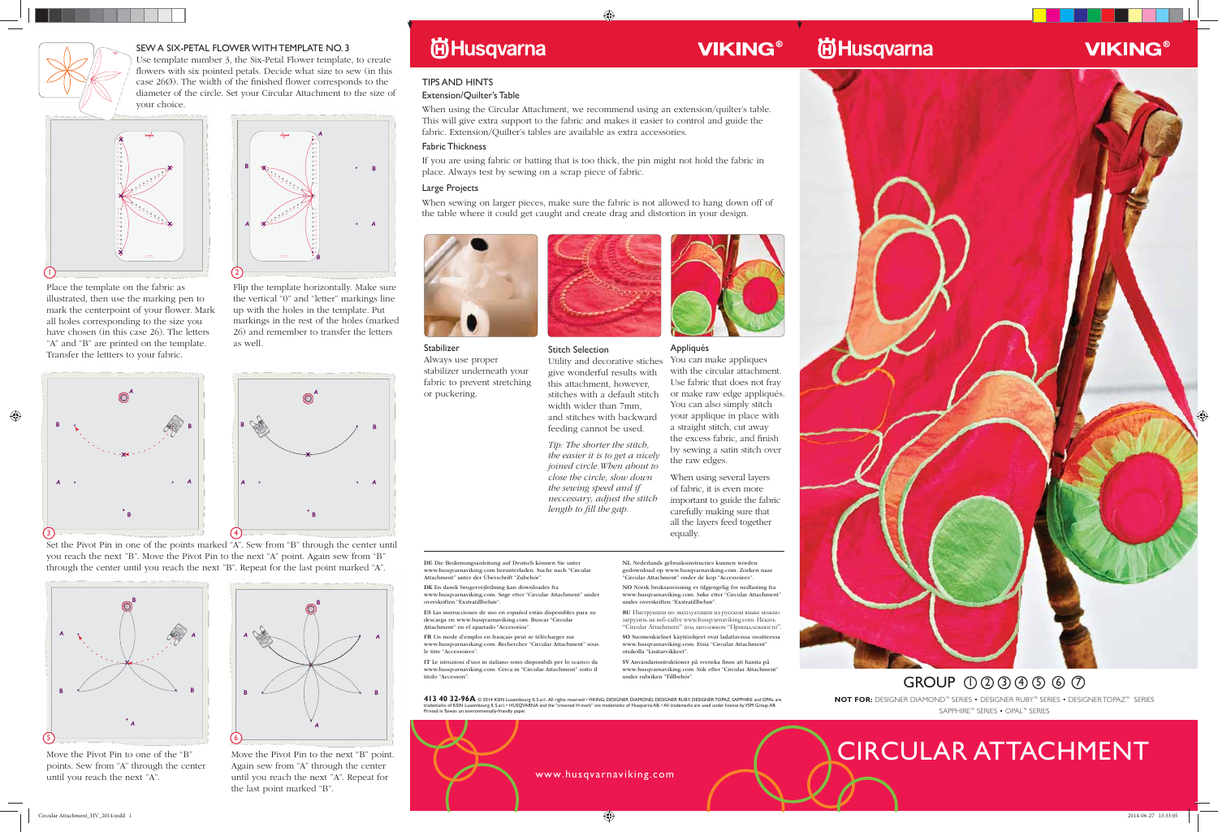## SEW A SIX-PETAL FLOWER WITH TEMPLATE NO. 3

Use template number 3, the Six-Petal Flower template, to create flowers with six pointed petals. Decide what size to sew (in this case 26Ø). The width of the finished flower corresponds to the diameter of the circle. Set your Circular Attachment to the size of your choice.

1. Place the template on the fabric as illustrated, then use the marking pen to mark the centerpoint of your flower. Mark all holes corresponding to the size you have chosen (in this case 26). The letters "A" and "B" are printed on the template. Transfer the lettters to your fabric.

2. Flip the template horizontally. Make sure the vertical "0" and "letter" markings line up with the holes in the template. Put markings in the rest of the holes (marked 26) and remember to transfer the letters as well.

3. 4. Set the Pivot Pin in one of the points marked "A". Sew from "B" through the center until you reach the next "B". Move the Pivot Pin to the next "A" point. Again sew from "B" through the center until you reach the next "B". Repeat for the last point marked "A".

5. Move the Pivot Pin to one of the "B" points. Sew from "A" through the center until you reach the next "A".

6. Move the Pivot Pin to the next "B" point. Again sew from "A" through the center until you reach the next "A". Repeat for the last point marked "B".

## TIPS AND HINTS

### Extension/Quilter's Table

When using the Circular Attachment, we recommend using an extension/quilter's table. This will give extra support to the fabric and makes it easier to control and guide the fabric. Extension/Quilter's tables are available as extra accessories.

### Fabric Thickness

If you are using fabric or batting that is too thick, the pin might not hold the fabric in place. Always test by sewing on a scrap piece of fabric.

### Large Projects

When sewing on larger pieces, make sure the fabric is not allowed to hang down off of the table where it could get caught and create drag and distortion in your design.

### Stabilizer

Always use proper stabilizer underneath your fabric to prevent stretching or puckering.

### Stitch Selection

Utility and decorative stitches give wonderful results with this attachment, however, stitches with a default stitch width wider than 7mm, and stitches with backward feeding cannot be used.

*Tip: The shorter the stitch, the easier it is to get a nicely joined circle. When about to close the circle, slow down the sewing speed and if neccessary, adjust the stitch length to fill the gap.*

### Appliqués

You can make appliques with the circular attachment. Use fabric that does not fray or make raw edge appliqués. You can also simply stitch your applique in place with a straight stitch, cut away the excess fabric, and finish by sewing a satin stitch over the raw edges.

When using several layers of fabric, it is even more important to guide the fabric carefully making sure that all the layers feed together equally.

**DE** Die Bedienungsanleitung auf Deutsch können Sie unter www.husqvarnaviking.com herunterladen. Suche nach "Circular Attachment" unter der Überschrift "Zubehör".

**DK** En dansk brugervejledning kan downloades fra www.husqvarnaviking.com. Søge efter "Circular Attachment" under overskriften "Extratillbehör".

**ES** Las instrucciones de uso en español están disponibles para su descarga en www.husqvarnaviking.com. Buscar "Circular Attachment" en el apartado "Accesorios".

**FR** Un mode d'emploi en français peut se télécharger sur www.husqvarnaviking.com. Rechercher "Circular Attachment" sous le titre "Accessoires".

**IT** Le istruzioni d'uso in italiano sono disponibili per lo scarico da www.husqvarnaviking.com. Cerca in "Circular Attachment" sotto il titolo "Accessori".

**NL** Nederlands gebruiksinstructies kunnen worden gedownload op www.husqvarnaviking.com. Zoeken naar "Circular Attachment" onder de kop "Accessoires".

**NO** Norsk bruksanvisning er tilgjengelig for nedlasting fra www.husqvarnaviking.com. Søke etter "Circular Attachment" under overskriften "Extratillbehör".

**RU** Инструкции по эксплуатации на русском языке можно загрузить на веб-сайте www.husqvarnaviking.com. Искать "Circular Attachment" под заголовком "Принадлежности".

**SO** Suomenkieliset käyttöohjeet ovat ladattavissa osoitteessa www.husqvarnaviking.com. Etsiä "Circular Attachment" otsikolla "Lisätarvikkeet".

**SV** Användarinstruktioner på svenska finns att hämta på www.husqvarnaviking.com. Sök efter "Circular Attachment" under rubriken "Tillbehör".

**413 40 32-96A** © 2014 KSIN Luxembourg II, S.ar.l. All rights reserved • VIKING, DESIGNER DIAMOND, DESIGNER RUBY, DESIGNER TOPAZ, SAPPHIRE and OPAL are trademarks of KSIN Luxembourg II, S.ar.l. • HUSQVARNA and the "crowned H-mark" are trademarks of Husqvarna AB. • All trademarks are used under license by VSM Group AB. Printed in Taiwan on environmentally-friendly paper.

www.husqvarnaviking.com

Husqvarna VIKING®

GROUP ① ② ③ ④ ⑤ ⑥ ⑦

**NOT FOR:** DESIGNER DIAMOND™ SERIES • DESIGNER RUBY™ SERIES • DESIGNER TOPAZ™ SERIES SAPPHIRE™ SERIES • OPAL™ SERIES

# CIRCULAR ATTACHMENT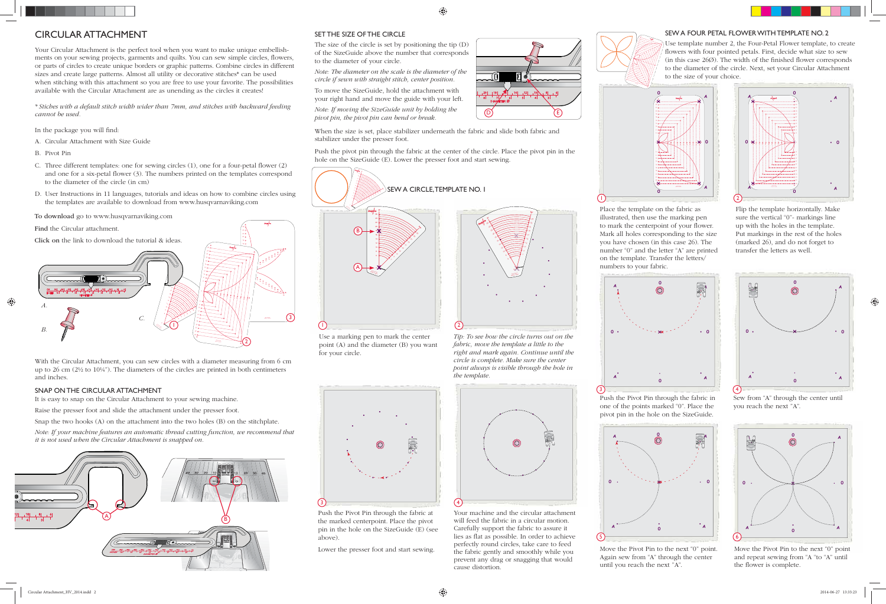# CIRCULAR ATTACHMENT

Your Circular Attachment is the perfect tool when you want to make unique embellishments on your sewing projects, garments and quilts. You can sew simple circles, flowers, or parts of circles to create unique borders or graphic patterns. Combine circles in different sizes and create large patterns. Almost all utility or decorative stitches* can be used when stitching with this attachment so you are free to use your favorite. The possibilities available with the Circular Attachment are as unending as the circles it creates!

*\* Stitches with a default stitch width wider than 7mm, and stitches with backward feeding cannot be used.*

In the package you will find:

A. Circular Attachment with Size Guide

B. Pivot Pin

C. Three different templates: one for sewing circles (1), one for a four-petal flower (2) and one for a six-petal flower (3). The numbers printed on the templates correspond to the diameter of the circle (in cm)

D. User Instructions in 11 languages, tutorials and ideas on how to combine circles using the templates are available to download from www.husqvarnaviking.com

To download go to www.husqvarnaviking.com

Find the Circular attachment.

Click on the link to download the tutorial & ideas.

With the Circular Attachment, you can sew circles with a diameter measuring from 6 cm up to 26 cm (2½ to 10¼"). The diameters of the circles are printed in both centimeters and inches.

## SNAP ON THE CIRCULAR ATTACHMENT

It is easy to snap on the Circular Attachment to your sewing machine.

Raise the presser foot and slide the attachment under the presser foot.

Snap the two hooks (A) on the attachment into the two holes (B) on the stitchplate.

*Note: If your machine features an automatic thread cutting function, we recommend that it is not used when the Circular Attachment is snapped on.*

## SET THE SIZE OF THE CIRCLE

The size of the circle is set by positioning the tip (D) of the SizeGuide above the number that corresponds to the diameter of your circle.

*Note: The diameter on the scale is the diameter of the circle if sewn with straight stitch, center position.*

To move the SizeGuide, hold the attachment with your right hand and move the guide with your left.

*Note: If moving the SizeGuide unit by holding the pivot pin, the pivot pin can bend or break.*

When the size is set, place stabilizer underneath the fabric and slide both fabric and stabilizer under the presser foot.

Push the pivot pin through the fabric at the center of the circle. Place the pivot pin in the hole on the SizeGuide (E). Lower the presser foot and start sewing.

## SEW A CIRCLE, TEMPLATE NO. 1

1. Use a marking pen to mark the center point (A) and the diameter (B) you want for your circle.

2. *Tip: To see how the circle turns out on the fabric, move the template a little to the right and mark again. Continue until the circle is complete. Make sure the center point always is visible through the hole in the template.*

3. Push the Pivot Pin through the fabric at the marked centerpoint. Place the pivot pin in the hole on the SizeGuide (E) (see above).

   Lower the presser foot and start sewing.

4. Your machine and the circular attachment will feed the fabric in a circular motion. Carefully support the fabric to assure it lies as flat as possible. In order to achieve perfectly round circles, take care to feed the fabric gently and smoothly while you prevent any drag or snagging that would cause distortion.

## SEW A FOUR PETAL FLOWER WITH TEMPLATE NO. 2

Use template number 2, the Four-Petal Flower template, to create flowers with four pointed petals. First, decide what size to sew (in this case 26Ø). The width of the finished flower corresponds to the diameter of the circle. Next, set your Circular Attachment to the size of your choice.

1. Place the template on the fabric as illustrated, then use the marking pen to mark the centerpoint of your flower. Mark all holes corresponding to the size you have chosen (in this case 26). The number "0" and the letter "A" are printed on the template. Transfer the letters/ numbers to your fabric.

2. Flip the template horizontally. Make sure the vertical "0"- markings line up with the holes in the template. Put markings in the rest of the holes (marked 26), and do not forget to transfer the letters as well.

3. Push the Pivot Pin through the fabric in one of the points marked "0". Place the pivot pin in the hole on the SizeGuide.

4. Sew from "A" through the center until you reach the next "A".

5. Move the Pivot Pin to the next "0" point. Again sew from "A" through the center until you reach the next "A".

6. Move the Pivot Pin to the next "0" point and repeat sewing from "A "to "A" until the flower is complete.